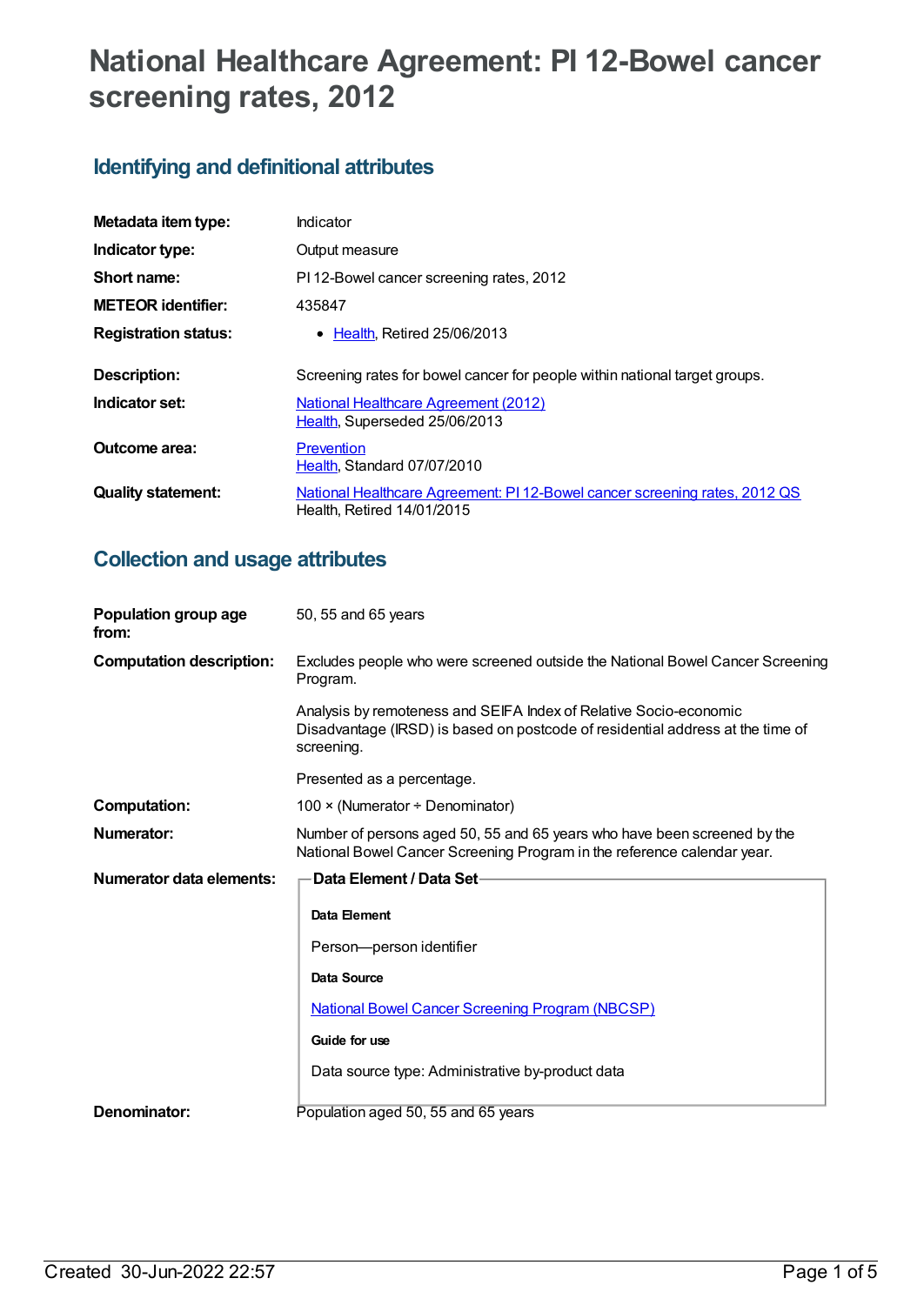# National Healthcare Agreement: PI 12-Bowel cancer screening rates, 2012

## Identifying and definitional attributes

| | |
|---|---|
| **Metadata item type:** | Indicator |
| **Indicator type:** | Output measure |
| **Short name:** | PI 12-Bowel cancer screening rates, 2012 |
| **METEOR identifier:** | 435847 |
| **Registration status:** | • Health, Retired 25/06/2013 |
| **Description:** | Screening rates for bowel cancer for people within national target groups. |
| **Indicator set:** | National Healthcare Agreement (2012)<br>Health, Superseded 25/06/2013 |
| **Outcome area:** | Prevention<br>Health, Standard 07/07/2010 |
| **Quality statement:** | National Healthcare Agreement: PI 12-Bowel cancer screening rates, 2012 QS<br>Health, Retired 14/01/2015 |

## Collection and usage attributes

| | |
|---|---|
| **Population group age from:** | 50, 55 and 65 years |
| **Computation description:** | Excludes people who were screened outside the National Bowel Cancer Screening Program.<br><br>Analysis by remoteness and SEIFA Index of Relative Socio-economic Disadvantage (IRSD) is based on postcode of residential address at the time of screening.<br><br>Presented as a percentage. |
| **Computation:** | 100 × (Numerator ÷ Denominator) |
| **Numerator:** | Number of persons aged 50, 55 and 65 years who have been screened by the National Bowel Cancer Screening Program in the reference calendar year. |
| **Numerator data elements:** | **Data Element / Data Set**<br><br>**Data Element**<br><br>Person—person identifier<br><br>**Data Source**<br><br>National Bowel Cancer Screening Program (NBCSP)<br><br>**Guide for use**<br><br>Data source type: Administrative by-product data |
| **Denominator:** | Population aged 50, 55 and 65 years |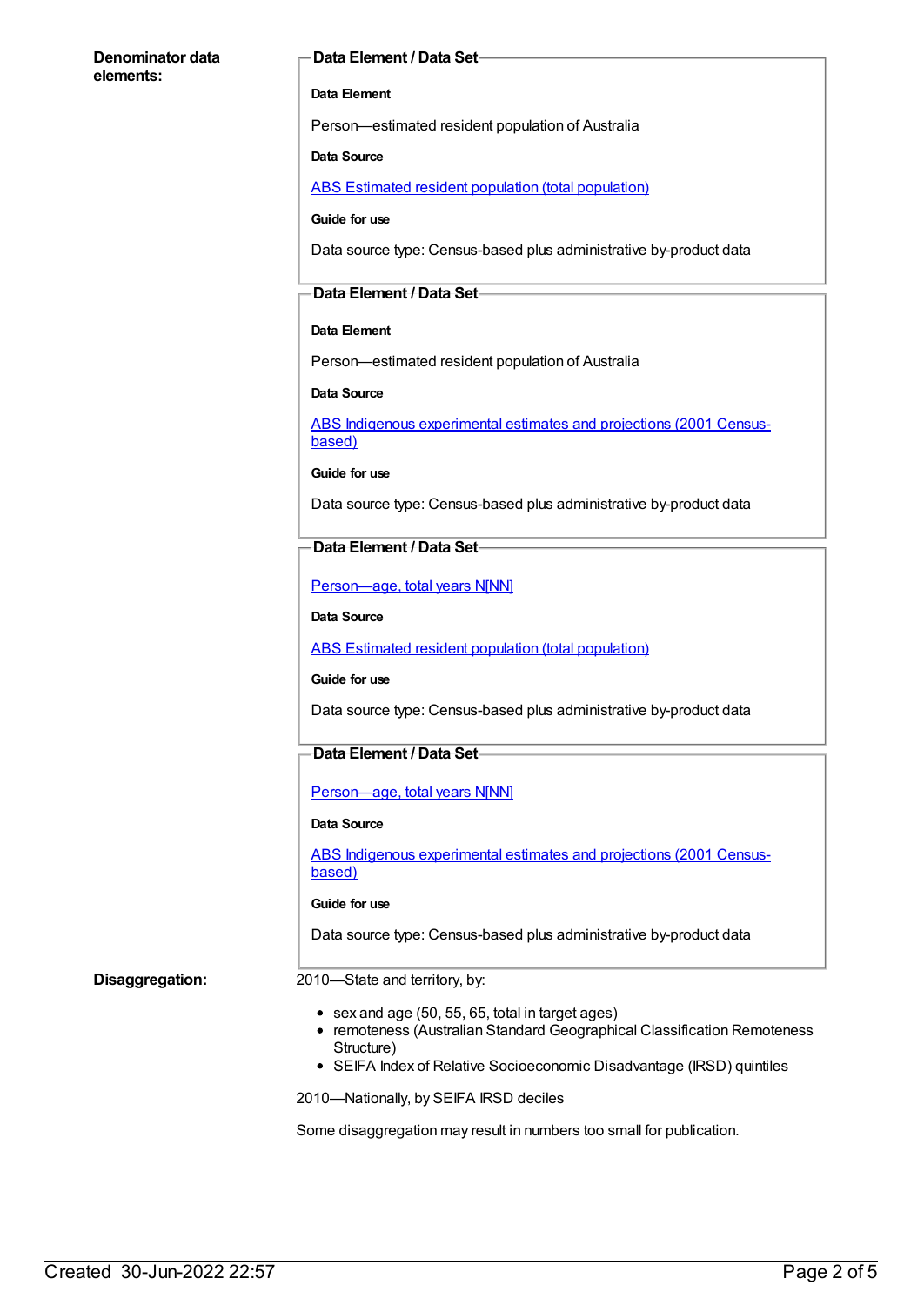**Denominator data elements:**

**Data Element / Data Set**

**Data Element**

Person—estimated resident population of Australia

**Data Source**

ABS Estimated resident population (total population)

**Guide for use**

Data source type: Census-based plus administrative by-product data

**Data Element / Data Set**

**Data Element**

Person—estimated resident population of Australia

**Data Source**

ABS Indigenous experimental estimates and projections (2001 Census-based)

**Guide for use**

Data source type: Census-based plus administrative by-product data

**Data Element / Data Set**

Person—age, total years N[NN]

**Data Source**

ABS Estimated resident population (total population)

**Guide for use**

Data source type: Census-based plus administrative by-product data

**Data Element / Data Set**

Person—age, total years N[NN]

**Data Source**

ABS Indigenous experimental estimates and projections (2001 Census-based)

**Guide for use**

Data source type: Census-based plus administrative by-product data

**Disaggregation:**

2010—State and territory, by:

- sex and age (50, 55, 65, total in target ages)
- remoteness (Australian Standard Geographical Classification Remoteness Structure)
- SEIFA Index of Relative Socioeconomic Disadvantage (IRSD) quintiles

2010—Nationally, by SEIFA IRSD deciles

Some disaggregation may result in numbers too small for publication.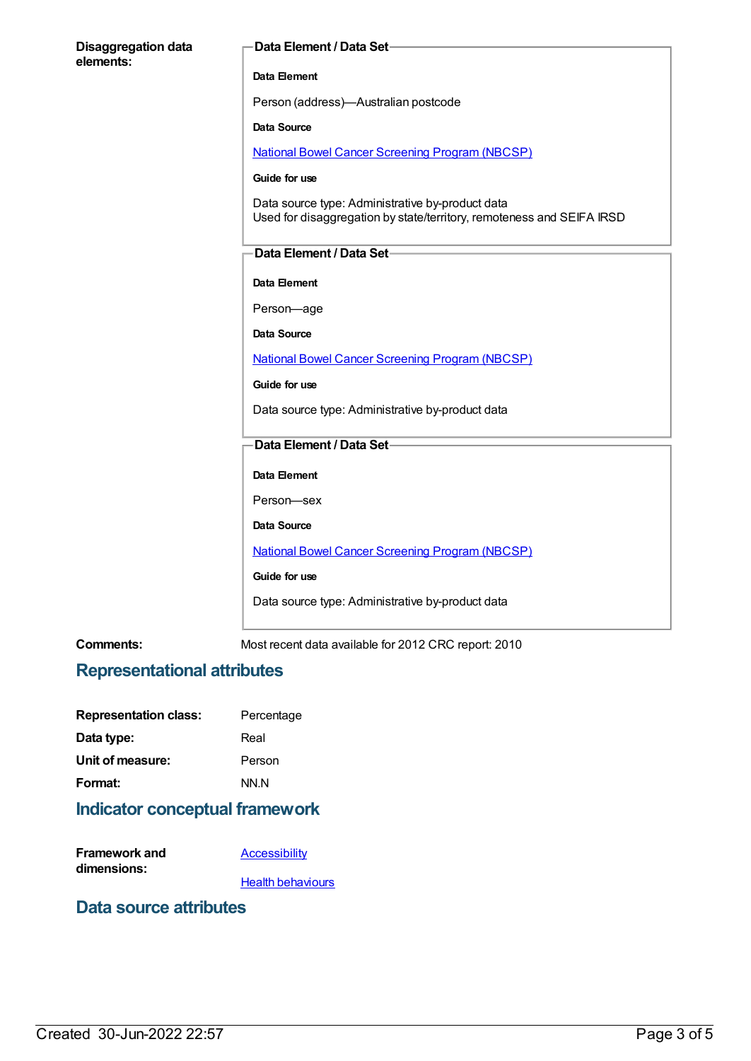**Disaggregation data elements:**

**Data Element / Data Set**

**Data Element**

Person (address)—Australian postcode

**Data Source**

National Bowel Cancer Screening Program (NBCSP)

**Guide for use**

Data source type: Administrative by-product data
Used for disaggregation by state/territory, remoteness and SEIFA IRSD

**Data Element / Data Set**

**Data Element**

Person—age

**Data Source**

National Bowel Cancer Screening Program (NBCSP)

**Guide for use**

Data source type: Administrative by-product data

**Data Element / Data Set**

**Data Element**

Person—sex

**Data Source**

National Bowel Cancer Screening Program (NBCSP)

**Guide for use**

Data source type: Administrative by-product data

**Comments:** Most recent data available for 2012 CRC report: 2010

## Representational attributes

**Representation class:** Percentage

**Data type:** Real

**Unit of measure:** Person

**Format:** NN.N

## Indicator conceptual framework

**Framework and dimensions:**

Accessibility

Health behaviours

## Data source attributes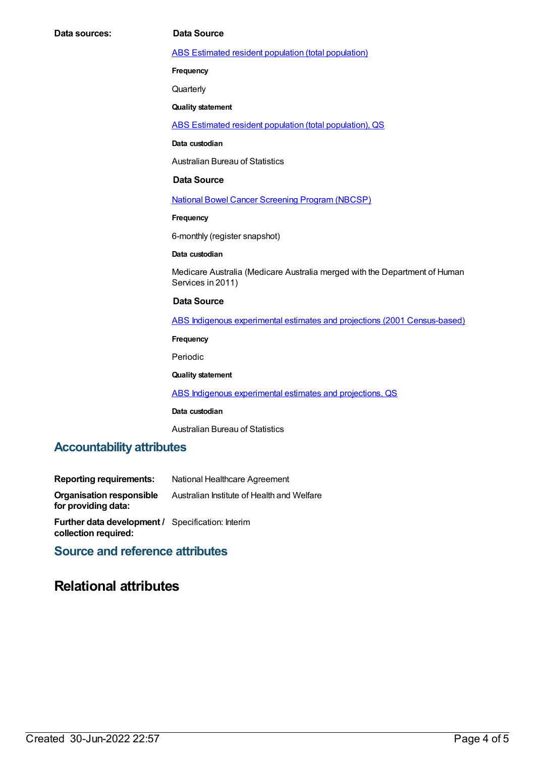**Data sources:**

**Data Source**

ABS Estimated resident population (total population)

**Frequency**

Quarterly

**Quality statement**

ABS Estimated resident population (total population), QS

**Data custodian**

Australian Bureau of Statistics

**Data Source**

National Bowel Cancer Screening Program (NBCSP)

**Frequency**

6-monthly (register snapshot)

**Data custodian**

Medicare Australia (Medicare Australia merged with the Department of Human Services in 2011)

**Data Source**

ABS Indigenous experimental estimates and projections (2001 Census-based)

**Frequency**

Periodic

**Quality statement**

ABS Indigenous experimental estimates and projections, QS

**Data custodian**

Australian Bureau of Statistics

## Accountability attributes

**Reporting requirements:** National Healthcare Agreement

**Organisation responsible for providing data:** Australian Institute of Health and Welfare

**Further data development / collection required:** Specification: Interim

## Source and reference attributes

# Relational attributes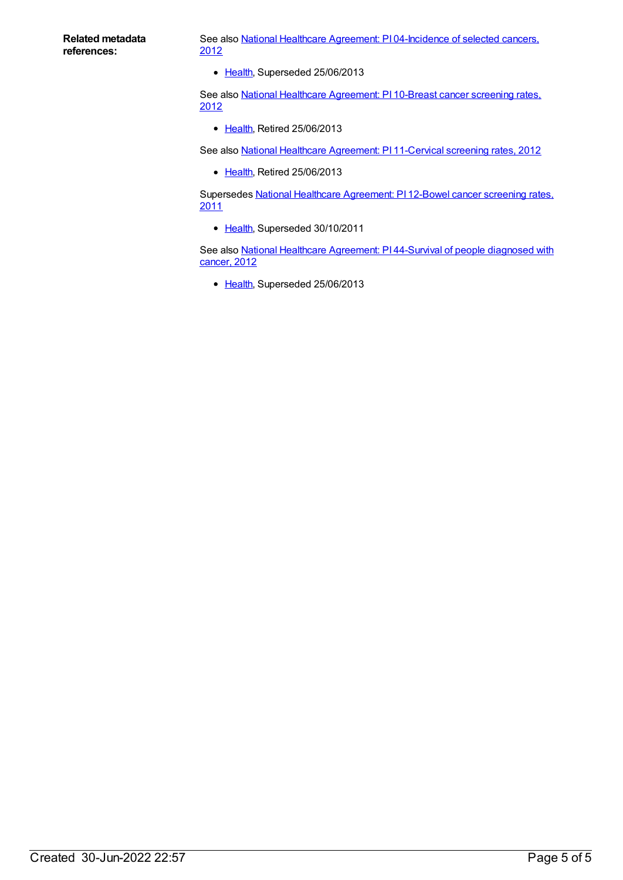**Related metadata references:**

See also National Healthcare Agreement: PI 04-Incidence of selected cancers, 2012

- Health, Superseded 25/06/2013

See also National Healthcare Agreement: PI 10-Breast cancer screening rates, 2012

- Health, Retired 25/06/2013

See also National Healthcare Agreement: PI 11-Cervical screening rates, 2012

- Health, Retired 25/06/2013

Supersedes National Healthcare Agreement: PI 12-Bowel cancer screening rates, 2011

- Health, Superseded 30/10/2011

See also National Healthcare Agreement: PI 44-Survival of people diagnosed with cancer, 2012

- Health, Superseded 25/06/2013